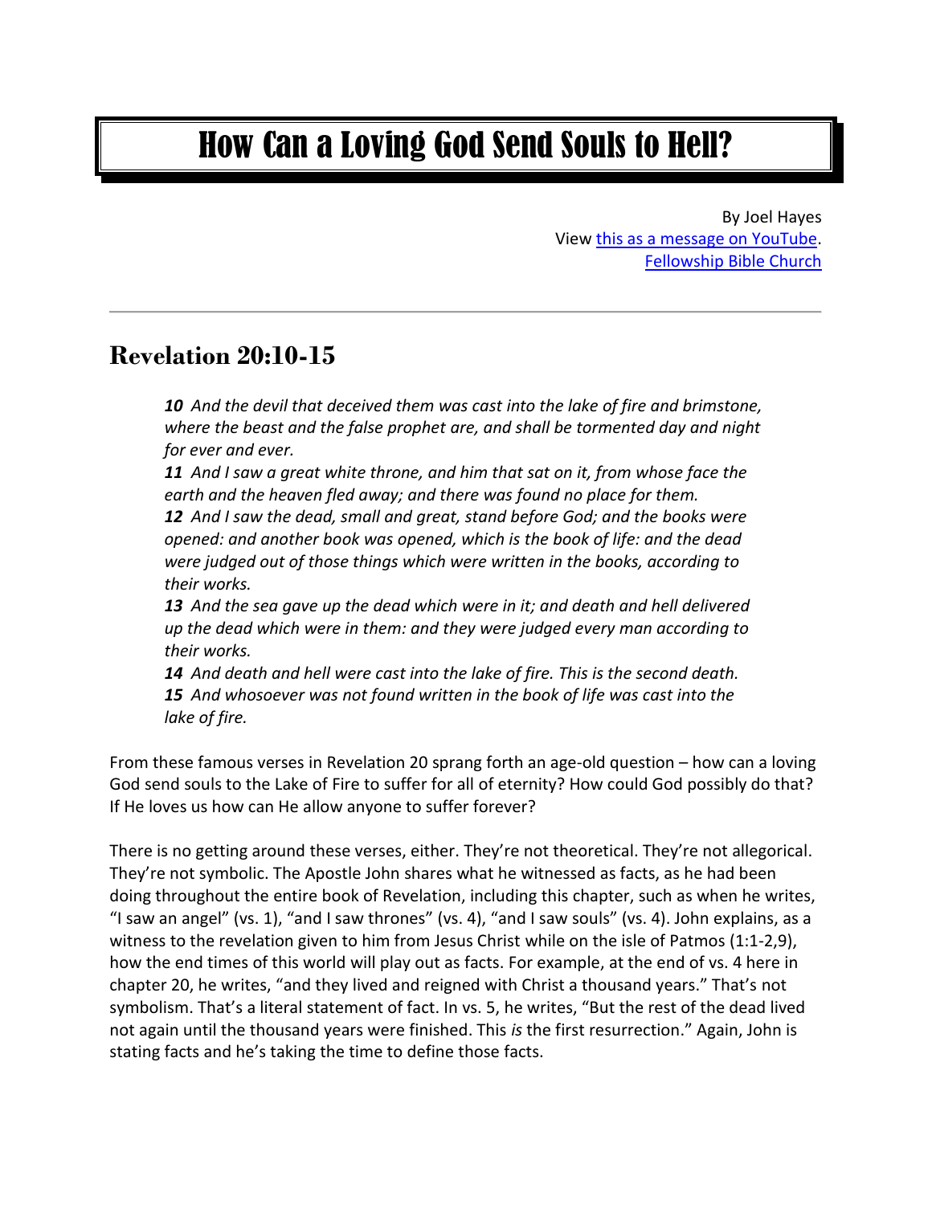# How Can a Loving God Send Souls to Hell?

By Joel Hayes
View [this as a message on YouTube](#).
[Fellowship Bible Church](#)

---

## Revelation 20:10-15

> ***10*** *And the devil that deceived them was cast into the lake of fire and brimstone, where the beast and the false prophet are, and shall be tormented day and night for ever and ever.*
> ***11*** *And I saw a great white throne, and him that sat on it, from whose face the earth and the heaven fled away; and there was found no place for them.*
> ***12*** *And I saw the dead, small and great, stand before God; and the books were opened: and another book was opened, which is the book of life: and the dead were judged out of those things which were written in the books, according to their works.*
> ***13*** *And the sea gave up the dead which were in it; and death and hell delivered up the dead which were in them: and they were judged every man according to their works.*
> ***14*** *And death and hell were cast into the lake of fire. This is the second death.*
> ***15*** *And whosoever was not found written in the book of life was cast into the lake of fire.*

From these famous verses in Revelation 20 sprang forth an age-old question – how can a loving God send souls to the Lake of Fire to suffer for all of eternity? How could God possibly do that? If He loves us how can He allow anyone to suffer forever?

There is no getting around these verses, either. They're not theoretical. They're not allegorical. They're not symbolic. The Apostle John shares what he witnessed as facts, as he had been doing throughout the entire book of Revelation, including this chapter, such as when he writes, "I saw an angel" (vs. 1), "and I saw thrones" (vs. 4), "and I saw souls" (vs. 4). John explains, as a witness to the revelation given to him from Jesus Christ while on the isle of Patmos (1:1-2,9), how the end times of this world will play out as facts. For example, at the end of vs. 4 here in chapter 20, he writes, "and they lived and reigned with Christ a thousand years." That's not symbolism. That's a literal statement of fact. In vs. 5, he writes, "But the rest of the dead lived not again until the thousand years were finished. This *is* the first resurrection." Again, John is stating facts and he's taking the time to define those facts.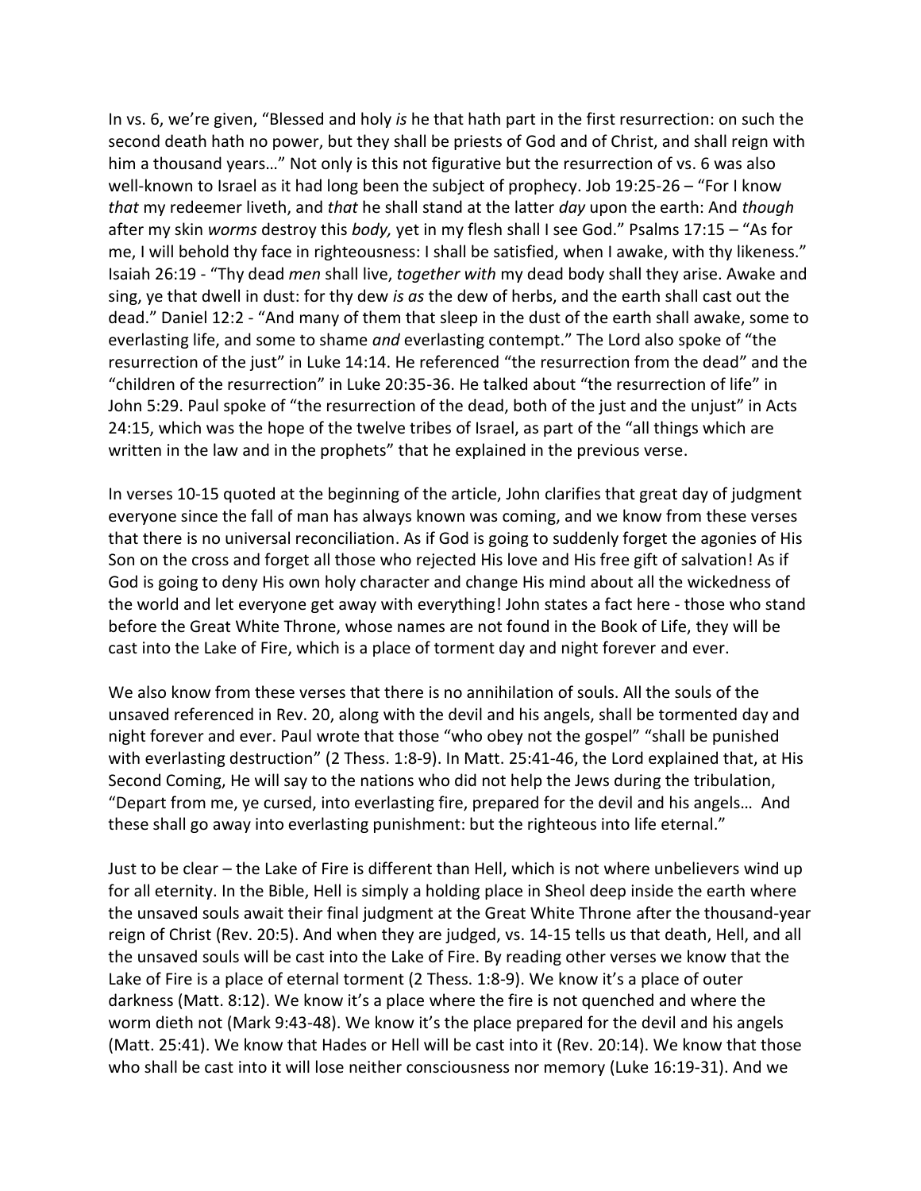In vs. 6, we're given, "Blessed and holy *is* he that hath part in the first resurrection: on such the second death hath no power, but they shall be priests of God and of Christ, and shall reign with him a thousand years…" Not only is this not figurative but the resurrection of vs. 6 was also well-known to Israel as it had long been the subject of prophecy. Job 19:25-26 – "For I know *that* my redeemer liveth, and *that* he shall stand at the latter *day* upon the earth: And *though* after my skin *worms* destroy this *body,* yet in my flesh shall I see God." Psalms 17:15 – "As for me, I will behold thy face in righteousness: I shall be satisfied, when I awake, with thy likeness." Isaiah 26:19 - "Thy dead *men* shall live, *together with* my dead body shall they arise. Awake and sing, ye that dwell in dust: for thy dew *is as* the dew of herbs, and the earth shall cast out the dead." Daniel 12:2 - "And many of them that sleep in the dust of the earth shall awake, some to everlasting life, and some to shame *and* everlasting contempt." The Lord also spoke of "the resurrection of the just" in Luke 14:14. He referenced "the resurrection from the dead" and the "children of the resurrection" in Luke 20:35-36. He talked about "the resurrection of life" in John 5:29. Paul spoke of "the resurrection of the dead, both of the just and the unjust" in Acts 24:15, which was the hope of the twelve tribes of Israel, as part of the "all things which are written in the law and in the prophets" that he explained in the previous verse.

In verses 10-15 quoted at the beginning of the article, John clarifies that great day of judgment everyone since the fall of man has always known was coming, and we know from these verses that there is no universal reconciliation. As if God is going to suddenly forget the agonies of His Son on the cross and forget all those who rejected His love and His free gift of salvation! As if God is going to deny His own holy character and change His mind about all the wickedness of the world and let everyone get away with everything! John states a fact here - those who stand before the Great White Throne, whose names are not found in the Book of Life, they will be cast into the Lake of Fire, which is a place of torment day and night forever and ever.

We also know from these verses that there is no annihilation of souls. All the souls of the unsaved referenced in Rev. 20, along with the devil and his angels, shall be tormented day and night forever and ever. Paul wrote that those "who obey not the gospel" "shall be punished with everlasting destruction" (2 Thess. 1:8-9). In Matt. 25:41-46, the Lord explained that, at His Second Coming, He will say to the nations who did not help the Jews during the tribulation, "Depart from me, ye cursed, into everlasting fire, prepared for the devil and his angels… And these shall go away into everlasting punishment: but the righteous into life eternal."

Just to be clear – the Lake of Fire is different than Hell, which is not where unbelievers wind up for all eternity. In the Bible, Hell is simply a holding place in Sheol deep inside the earth where the unsaved souls await their final judgment at the Great White Throne after the thousand-year reign of Christ (Rev. 20:5). And when they are judged, vs. 14-15 tells us that death, Hell, and all the unsaved souls will be cast into the Lake of Fire. By reading other verses we know that the Lake of Fire is a place of eternal torment (2 Thess. 1:8-9). We know it's a place of outer darkness (Matt. 8:12). We know it's a place where the fire is not quenched and where the worm dieth not (Mark 9:43-48). We know it's the place prepared for the devil and his angels (Matt. 25:41). We know that Hades or Hell will be cast into it (Rev. 20:14). We know that those who shall be cast into it will lose neither consciousness nor memory (Luke 16:19-31). And we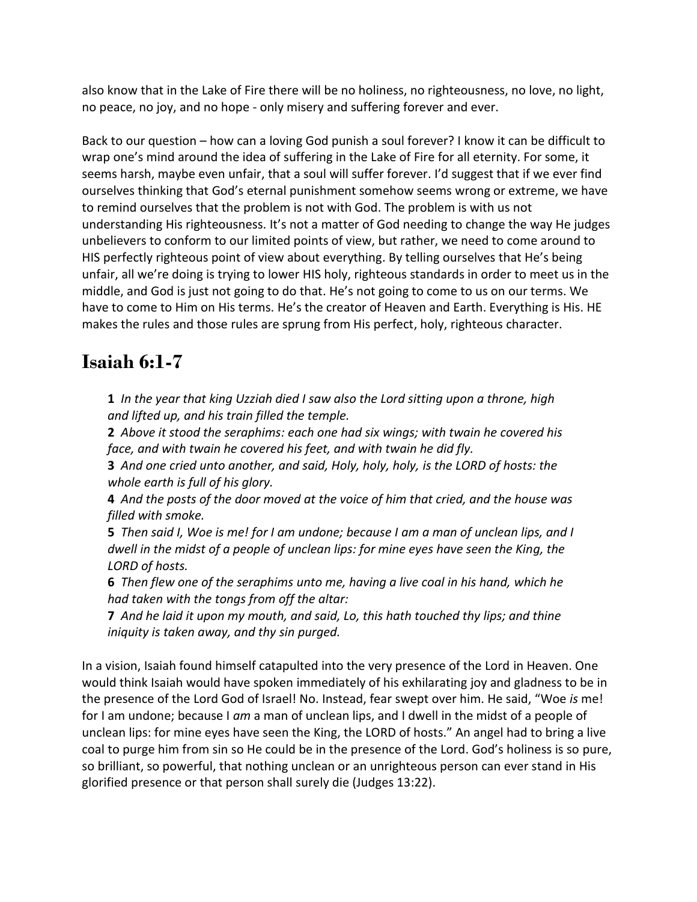also know that in the Lake of Fire there will be no holiness, no righteousness, no love, no light, no peace, no joy, and no hope - only misery and suffering forever and ever.

Back to our question – how can a loving God punish a soul forever? I know it can be difficult to wrap one's mind around the idea of suffering in the Lake of Fire for all eternity. For some, it seems harsh, maybe even unfair, that a soul will suffer forever. I'd suggest that if we ever find ourselves thinking that God's eternal punishment somehow seems wrong or extreme, we have to remind ourselves that the problem is not with God. The problem is with us not understanding His righteousness. It's not a matter of God needing to change the way He judges unbelievers to conform to our limited points of view, but rather, we need to come around to HIS perfectly righteous point of view about everything. By telling ourselves that He's being unfair, all we're doing is trying to lower HIS holy, righteous standards in order to meet us in the middle, and God is just not going to do that. He's not going to come to us on our terms. We have to come to Him on His terms. He's the creator of Heaven and Earth. Everything is His. HE makes the rules and those rules are sprung from His perfect, holy, righteous character.

## Isaiah 6:1-7

> **1** *In the year that king Uzziah died I saw also the Lord sitting upon a throne, high and lifted up, and his train filled the temple.*
> **2** *Above it stood the seraphims: each one had six wings; with twain he covered his face, and with twain he covered his feet, and with twain he did fly.*
> **3** *And one cried unto another, and said, Holy, holy, holy, is the LORD of hosts: the whole earth is full of his glory.*
> **4** *And the posts of the door moved at the voice of him that cried, and the house was filled with smoke.*
> **5** *Then said I, Woe is me! for I am undone; because I am a man of unclean lips, and I dwell in the midst of a people of unclean lips: for mine eyes have seen the King, the LORD of hosts.*
> **6** *Then flew one of the seraphims unto me, having a live coal in his hand, which he had taken with the tongs from off the altar:*
> **7** *And he laid it upon my mouth, and said, Lo, this hath touched thy lips; and thine iniquity is taken away, and thy sin purged.*

In a vision, Isaiah found himself catapulted into the very presence of the Lord in Heaven. One would think Isaiah would have spoken immediately of his exhilarating joy and gladness to be in the presence of the Lord God of Israel! No. Instead, fear swept over him. He said, "Woe *is* me! for I am undone; because I *am* a man of unclean lips, and I dwell in the midst of a people of unclean lips: for mine eyes have seen the King, the LORD of hosts." An angel had to bring a live coal to purge him from sin so He could be in the presence of the Lord. God's holiness is so pure, so brilliant, so powerful, that nothing unclean or an unrighteous person can ever stand in His glorified presence or that person shall surely die (Judges 13:22).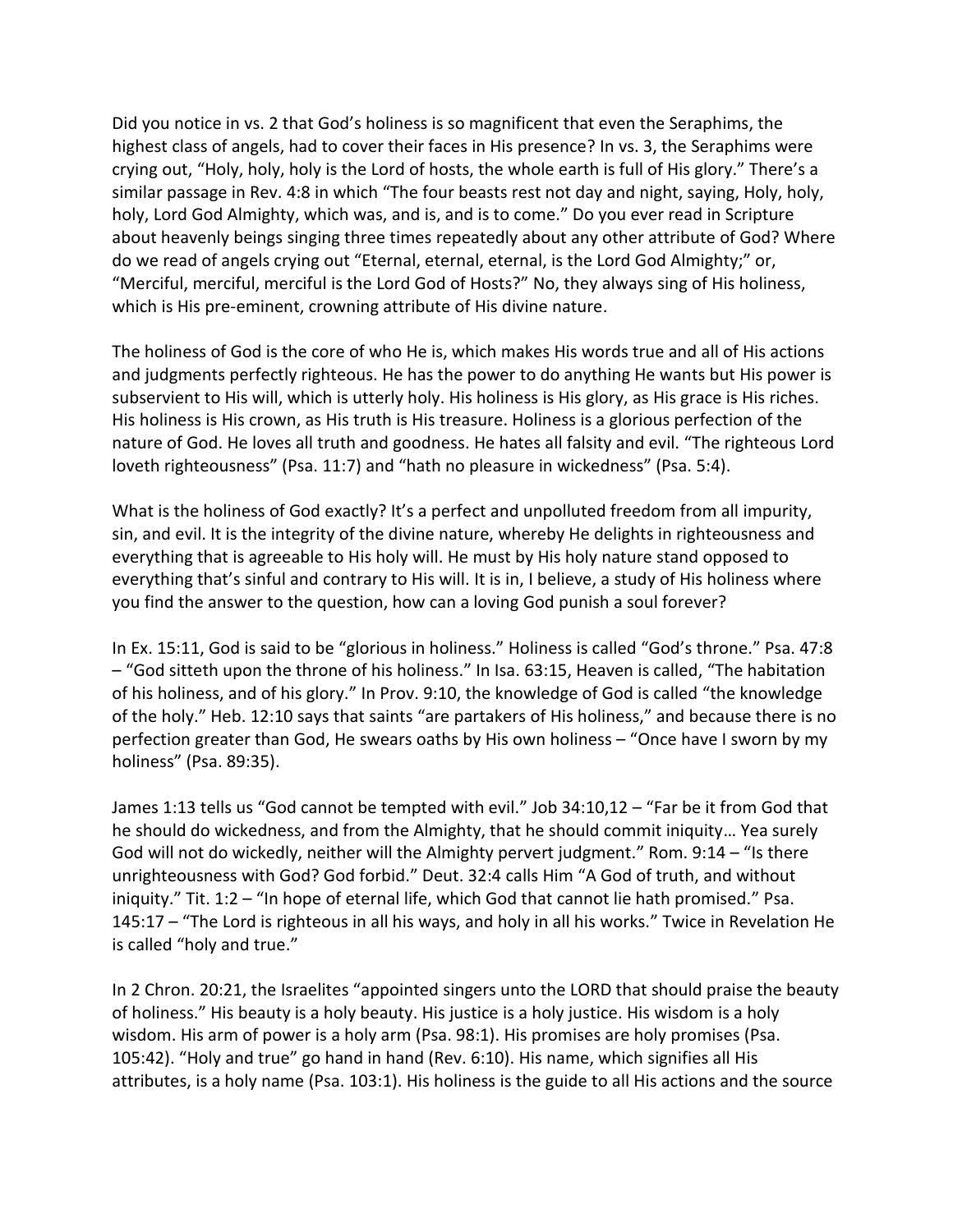Did you notice in vs. 2 that God's holiness is so magnificent that even the Seraphims, the highest class of angels, had to cover their faces in His presence? In vs. 3, the Seraphims were crying out, "Holy, holy, holy is the Lord of hosts, the whole earth is full of His glory." There's a similar passage in Rev. 4:8 in which "The four beasts rest not day and night, saying, Holy, holy, holy, Lord God Almighty, which was, and is, and is to come." Do you ever read in Scripture about heavenly beings singing three times repeatedly about any other attribute of God? Where do we read of angels crying out "Eternal, eternal, eternal, is the Lord God Almighty;" or, "Merciful, merciful, merciful is the Lord God of Hosts?" No, they always sing of His holiness, which is His pre-eminent, crowning attribute of His divine nature.

The holiness of God is the core of who He is, which makes His words true and all of His actions and judgments perfectly righteous. He has the power to do anything He wants but His power is subservient to His will, which is utterly holy. His holiness is His glory, as His grace is His riches. His holiness is His crown, as His truth is His treasure. Holiness is a glorious perfection of the nature of God. He loves all truth and goodness. He hates all falsity and evil. "The righteous Lord loveth righteousness" (Psa. 11:7) and "hath no pleasure in wickedness" (Psa. 5:4).

What is the holiness of God exactly? It's a perfect and unpolluted freedom from all impurity, sin, and evil. It is the integrity of the divine nature, whereby He delights in righteousness and everything that is agreeable to His holy will. He must by His holy nature stand opposed to everything that's sinful and contrary to His will. It is in, I believe, a study of His holiness where you find the answer to the question, how can a loving God punish a soul forever?

In Ex. 15:11, God is said to be "glorious in holiness." Holiness is called "God's throne." Psa. 47:8 – "God sitteth upon the throne of his holiness." In Isa. 63:15, Heaven is called, "The habitation of his holiness, and of his glory." In Prov. 9:10, the knowledge of God is called "the knowledge of the holy." Heb. 12:10 says that saints "are partakers of His holiness," and because there is no perfection greater than God, He swears oaths by His own holiness – "Once have I sworn by my holiness" (Psa. 89:35).

James 1:13 tells us "God cannot be tempted with evil." Job 34:10,12 – "Far be it from God that he should do wickedness, and from the Almighty, that he should commit iniquity… Yea surely God will not do wickedly, neither will the Almighty pervert judgment." Rom. 9:14 – "Is there unrighteousness with God? God forbid." Deut. 32:4 calls Him "A God of truth, and without iniquity." Tit. 1:2 – "In hope of eternal life, which God that cannot lie hath promised." Psa. 145:17 – "The Lord is righteous in all his ways, and holy in all his works." Twice in Revelation He is called "holy and true."

In 2 Chron. 20:21, the Israelites "appointed singers unto the LORD that should praise the beauty of holiness." His beauty is a holy beauty. His justice is a holy justice. His wisdom is a holy wisdom. His arm of power is a holy arm (Psa. 98:1). His promises are holy promises (Psa. 105:42). "Holy and true" go hand in hand (Rev. 6:10). His name, which signifies all His attributes, is a holy name (Psa. 103:1). His holiness is the guide to all His actions and the source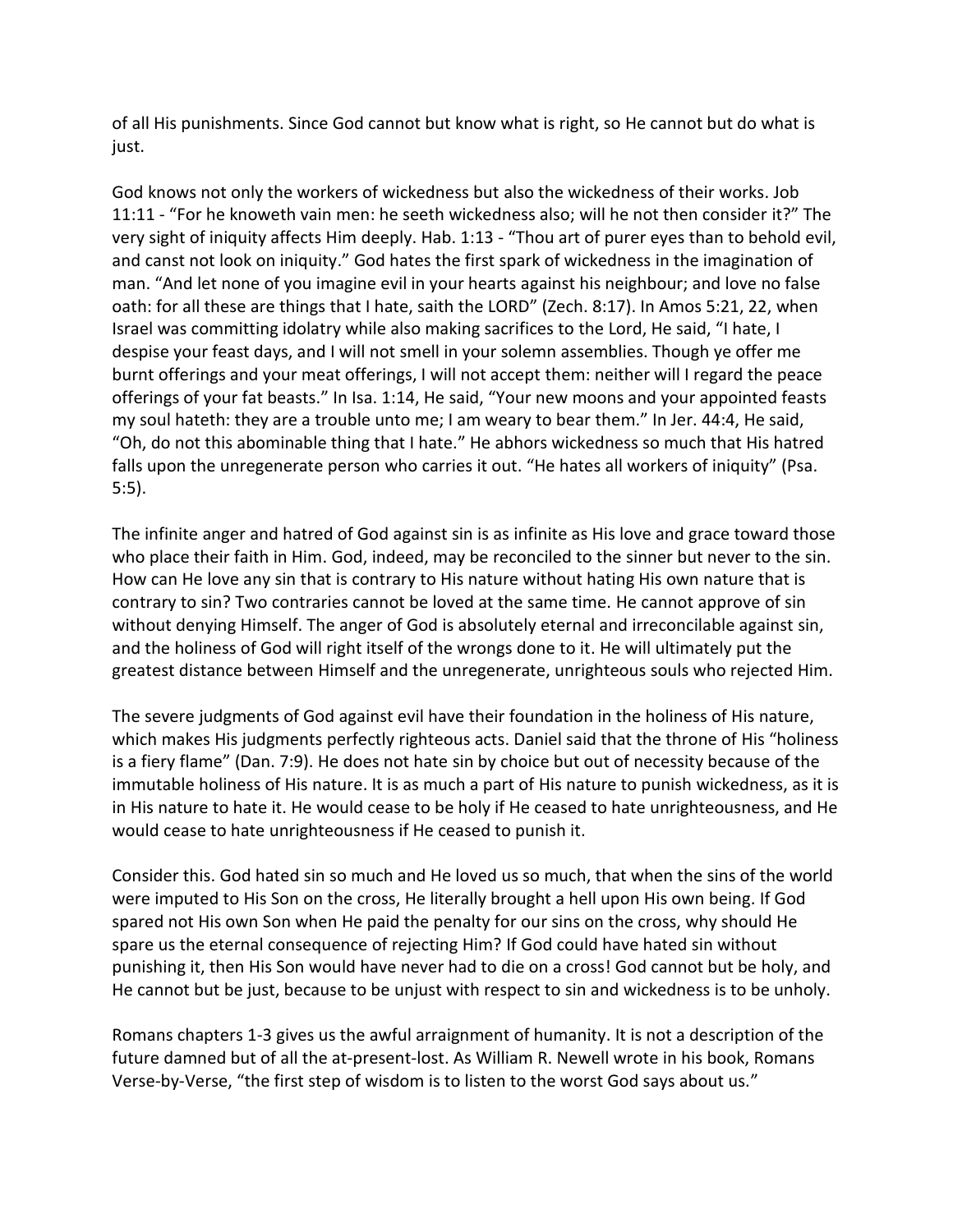of all His punishments. Since God cannot but know what is right, so He cannot but do what is just.

God knows not only the workers of wickedness but also the wickedness of their works. Job 11:11 - "For he knoweth vain men: he seeth wickedness also; will he not then consider it?" The very sight of iniquity affects Him deeply. Hab. 1:13 - "Thou art of purer eyes than to behold evil, and canst not look on iniquity." God hates the first spark of wickedness in the imagination of man. "And let none of you imagine evil in your hearts against his neighbour; and love no false oath: for all these are things that I hate, saith the LORD" (Zech. 8:17). In Amos 5:21, 22, when Israel was committing idolatry while also making sacrifices to the Lord, He said, "I hate, I despise your feast days, and I will not smell in your solemn assemblies. Though ye offer me burnt offerings and your meat offerings, I will not accept them: neither will I regard the peace offerings of your fat beasts." In Isa. 1:14, He said, "Your new moons and your appointed feasts my soul hateth: they are a trouble unto me; I am weary to bear them." In Jer. 44:4, He said, "Oh, do not this abominable thing that I hate." He abhors wickedness so much that His hatred falls upon the unregenerate person who carries it out. "He hates all workers of iniquity" (Psa. 5:5).

The infinite anger and hatred of God against sin is as infinite as His love and grace toward those who place their faith in Him. God, indeed, may be reconciled to the sinner but never to the sin. How can He love any sin that is contrary to His nature without hating His own nature that is contrary to sin? Two contraries cannot be loved at the same time. He cannot approve of sin without denying Himself. The anger of God is absolutely eternal and irreconcilable against sin, and the holiness of God will right itself of the wrongs done to it. He will ultimately put the greatest distance between Himself and the unregenerate, unrighteous souls who rejected Him.

The severe judgments of God against evil have their foundation in the holiness of His nature, which makes His judgments perfectly righteous acts. Daniel said that the throne of His "holiness is a fiery flame" (Dan. 7:9). He does not hate sin by choice but out of necessity because of the immutable holiness of His nature. It is as much a part of His nature to punish wickedness, as it is in His nature to hate it. He would cease to be holy if He ceased to hate unrighteousness, and He would cease to hate unrighteousness if He ceased to punish it.

Consider this. God hated sin so much and He loved us so much, that when the sins of the world were imputed to His Son on the cross, He literally brought a hell upon His own being. If God spared not His own Son when He paid the penalty for our sins on the cross, why should He spare us the eternal consequence of rejecting Him? If God could have hated sin without punishing it, then His Son would have never had to die on a cross! God cannot but be holy, and He cannot but be just, because to be unjust with respect to sin and wickedness is to be unholy.

Romans chapters 1-3 gives us the awful arraignment of humanity. It is not a description of the future damned but of all the at-present-lost. As William R. Newell wrote in his book, Romans Verse-by-Verse, "the first step of wisdom is to listen to the worst God says about us."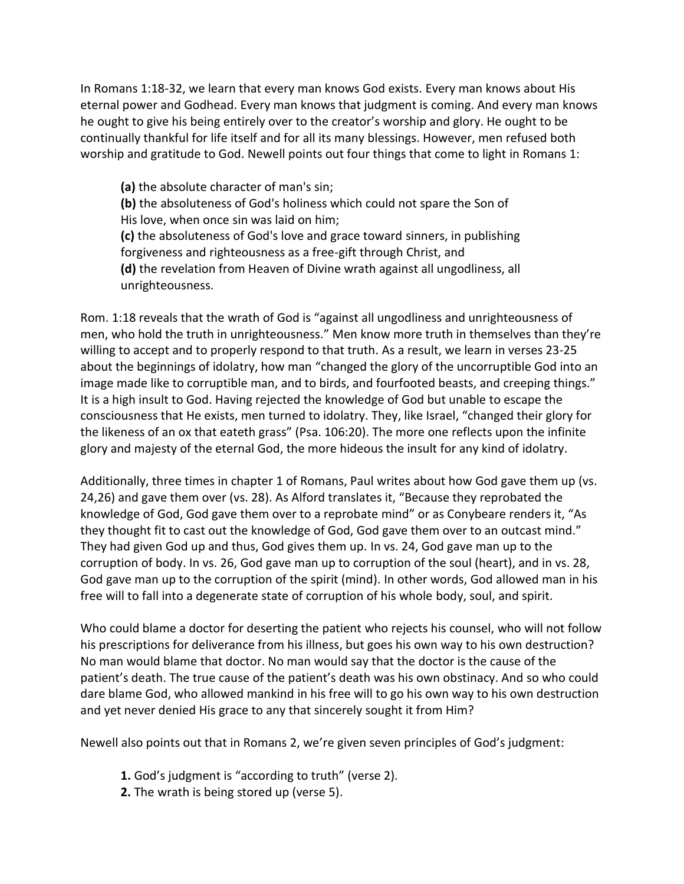In Romans 1:18-32, we learn that every man knows God exists. Every man knows about His eternal power and Godhead. Every man knows that judgment is coming. And every man knows he ought to give his being entirely over to the creator's worship and glory. He ought to be continually thankful for life itself and for all its many blessings. However, men refused both worship and gratitude to God. Newell points out four things that come to light in Romans 1:

> **(a)** the absolute character of man's sin;
> **(b)** the absoluteness of God's holiness which could not spare the Son of His love, when once sin was laid on him;
> **(c)** the absoluteness of God's love and grace toward sinners, in publishing forgiveness and righteousness as a free-gift through Christ, and
> **(d)** the revelation from Heaven of Divine wrath against all ungodliness, all unrighteousness.

Rom. 1:18 reveals that the wrath of God is "against all ungodliness and unrighteousness of men, who hold the truth in unrighteousness." Men know more truth in themselves than they're willing to accept and to properly respond to that truth. As a result, we learn in verses 23-25 about the beginnings of idolatry, how man "changed the glory of the uncorruptible God into an image made like to corruptible man, and to birds, and fourfooted beasts, and creeping things." It is a high insult to God. Having rejected the knowledge of God but unable to escape the consciousness that He exists, men turned to idolatry. They, like Israel, "changed their glory for the likeness of an ox that eateth grass" (Psa. 106:20). The more one reflects upon the infinite glory and majesty of the eternal God, the more hideous the insult for any kind of idolatry.

Additionally, three times in chapter 1 of Romans, Paul writes about how God gave them up (vs. 24,26) and gave them over (vs. 28). As Alford translates it, "Because they reprobated the knowledge of God, God gave them over to a reprobate mind" or as Conybeare renders it, "As they thought fit to cast out the knowledge of God, God gave them over to an outcast mind." They had given God up and thus, God gives them up. In vs. 24, God gave man up to the corruption of body. In vs. 26, God gave man up to corruption of the soul (heart), and in vs. 28, God gave man up to the corruption of the spirit (mind). In other words, God allowed man in his free will to fall into a degenerate state of corruption of his whole body, soul, and spirit.

Who could blame a doctor for deserting the patient who rejects his counsel, who will not follow his prescriptions for deliverance from his illness, but goes his own way to his own destruction? No man would blame that doctor. No man would say that the doctor is the cause of the patient's death. The true cause of the patient's death was his own obstinacy. And so who could dare blame God, who allowed mankind in his free will to go his own way to his own destruction and yet never denied His grace to any that sincerely sought it from Him?

Newell also points out that in Romans 2, we're given seven principles of God's judgment:

> **1.** God's judgment is "according to truth" (verse 2).
> **2.** The wrath is being stored up (verse 5).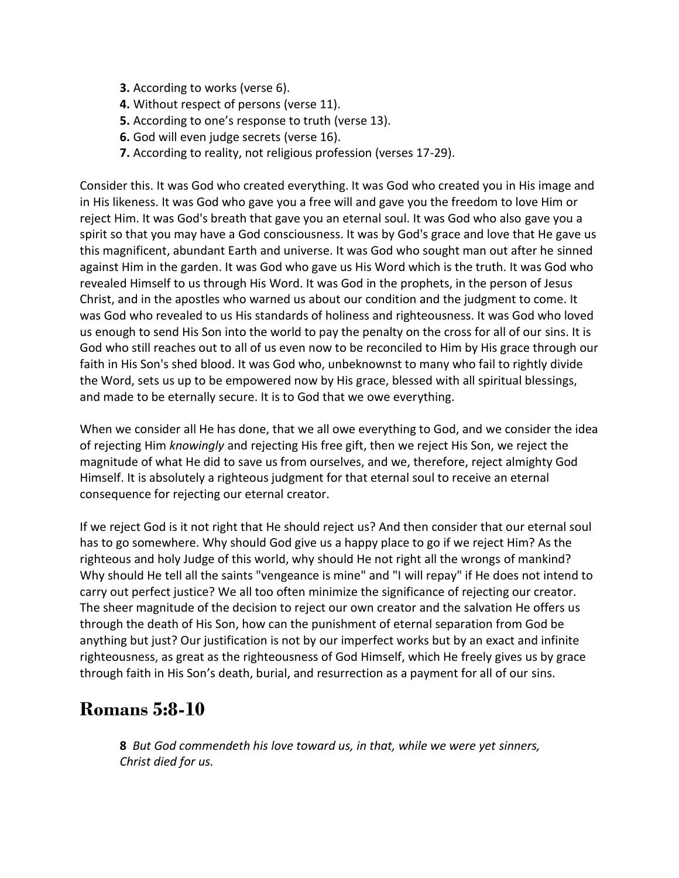**3.** According to works (verse 6).
**4.** Without respect of persons (verse 11).
**5.** According to one's response to truth (verse 13).
**6.** God will even judge secrets (verse 16).
**7.** According to reality, not religious profession (verses 17-29).

Consider this. It was God who created everything. It was God who created you in His image and in His likeness. It was God who gave you a free will and gave you the freedom to love Him or reject Him. It was God's breath that gave you an eternal soul. It was God who also gave you a spirit so that you may have a God consciousness. It was by God's grace and love that He gave us this magnificent, abundant Earth and universe. It was God who sought man out after he sinned against Him in the garden. It was God who gave us His Word which is the truth. It was God who revealed Himself to us through His Word. It was God in the prophets, in the person of Jesus Christ, and in the apostles who warned us about our condition and the judgment to come. It was God who revealed to us His standards of holiness and righteousness. It was God who loved us enough to send His Son into the world to pay the penalty on the cross for all of our sins. It is God who still reaches out to all of us even now to be reconciled to Him by His grace through our faith in His Son's shed blood. It was God who, unbeknownst to many who fail to rightly divide the Word, sets us up to be empowered now by His grace, blessed with all spiritual blessings, and made to be eternally secure. It is to God that we owe everything.

When we consider all He has done, that we all owe everything to God, and we consider the idea of rejecting Him *knowingly* and rejecting His free gift, then we reject His Son, we reject the magnitude of what He did to save us from ourselves, and we, therefore, reject almighty God Himself. It is absolutely a righteous judgment for that eternal soul to receive an eternal consequence for rejecting our eternal creator.

If we reject God is it not right that He should reject us? And then consider that our eternal soul has to go somewhere. Why should God give us a happy place to go if we reject Him? As the righteous and holy Judge of this world, why should He not right all the wrongs of mankind? Why should He tell all the saints "vengeance is mine" and "I will repay" if He does not intend to carry out perfect justice? We all too often minimize the significance of rejecting our creator. The sheer magnitude of the decision to reject our own creator and the salvation He offers us through the death of His Son, how can the punishment of eternal separation from God be anything but just? Our justification is not by our imperfect works but by an exact and infinite righteousness, as great as the righteousness of God Himself, which He freely gives us by grace through faith in His Son's death, burial, and resurrection as a payment for all of our sins.

## Romans 5:8-10

**8** *But God commendeth his love toward us, in that, while we were yet sinners, Christ died for us.*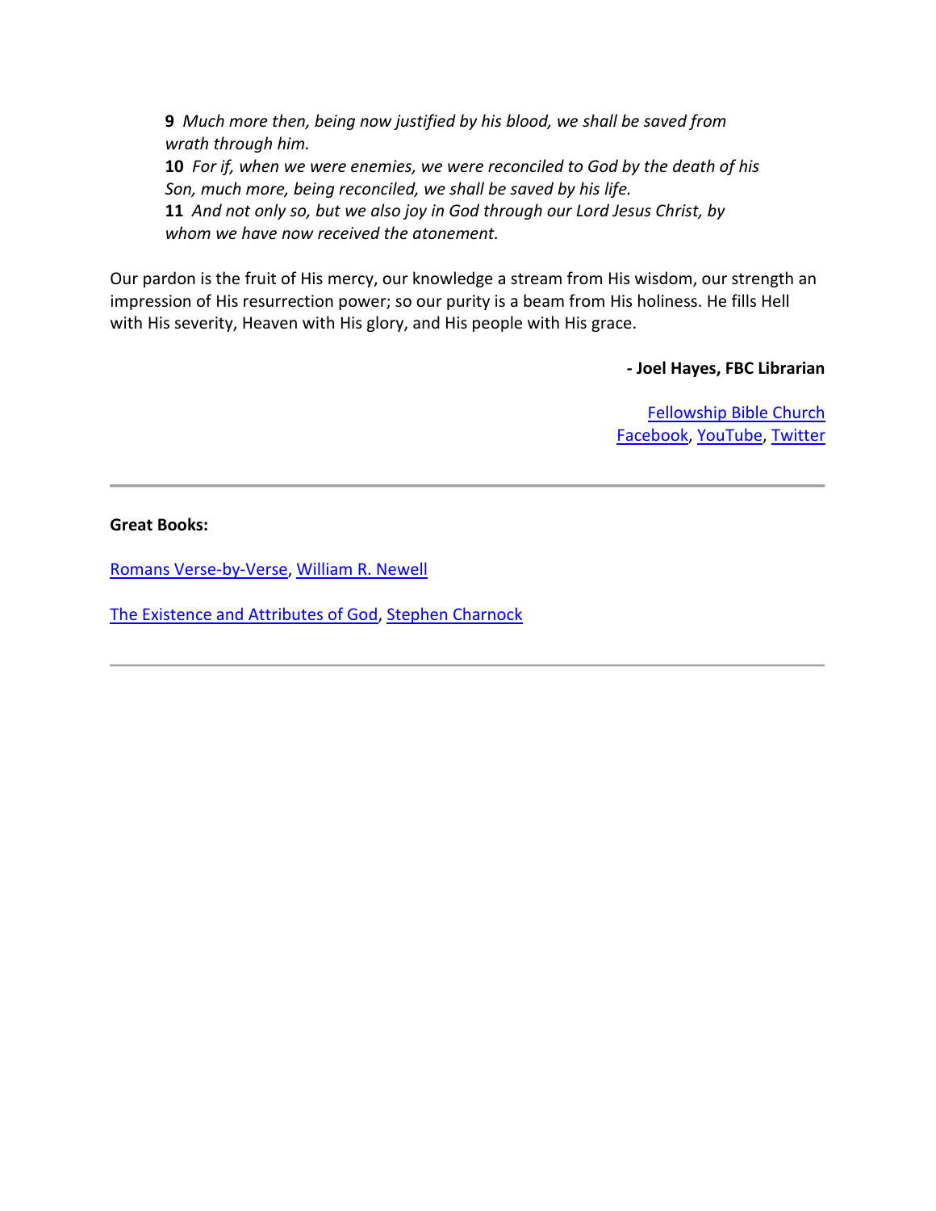> **9** *Much more then, being now justified by his blood, we shall be saved from wrath through him.*
> **10** *For if, when we were enemies, we were reconciled to God by the death of his Son, much more, being reconciled, we shall be saved by his life.*
> **11** *And not only so, but we also joy in God through our Lord Jesus Christ, by whom we have now received the atonement.*

Our pardon is the fruit of His mercy, our knowledge a stream from His wisdom, our strength an impression of His resurrection power; so our purity is a beam from His holiness. He fills Hell with His severity, Heaven with His glory, and His people with His grace.

**- Joel Hayes, FBC Librarian**

Fellowship Bible Church
Facebook, YouTube, Twitter

---

**Great Books:**

Romans Verse-by-Verse, William R. Newell

The Existence and Attributes of God, Stephen Charnock

---